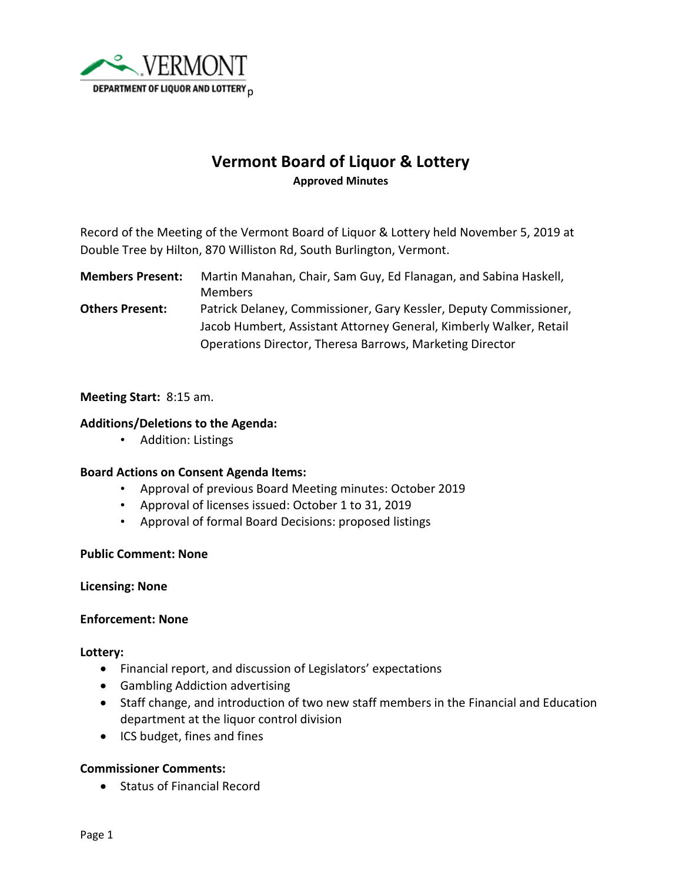VERMONT
DEPARTMENT OF LIQUOR AND LOTTERY p

# Vermont Board of Liquor & Lottery

**Approved Minutes**

Record of the Meeting of the Vermont Board of Liquor & Lottery held November 5, 2019 at Double Tree by Hilton, 870 Williston Rd, South Burlington, Vermont.

**Members Present:** Martin Manahan, Chair, Sam Guy, Ed Flanagan, and Sabina Haskell, Members

**Others Present:** Patrick Delaney, Commissioner, Gary Kessler, Deputy Commissioner, Jacob Humbert, Assistant Attorney General, Kimberly Walker, Retail Operations Director, Theresa Barrows, Marketing Director

**Meeting Start:** 8:15 am.

**Additions/Deletions to the Agenda:**

- Addition: Listings

**Board Actions on Consent Agenda Items:**

- Approval of previous Board Meeting minutes: October 2019
- Approval of licenses issued: October 1 to 31, 2019
- Approval of formal Board Decisions: proposed listings

**Public Comment: None**

**Licensing: None**

**Enforcement: None**

**Lottery:**

- Financial report, and discussion of Legislators' expectations
- Gambling Addiction advertising
- Staff change, and introduction of two new staff members in the Financial and Education department at the liquor control division
- ICS budget, fines and fines

**Commissioner Comments:**

- Status of Financial Record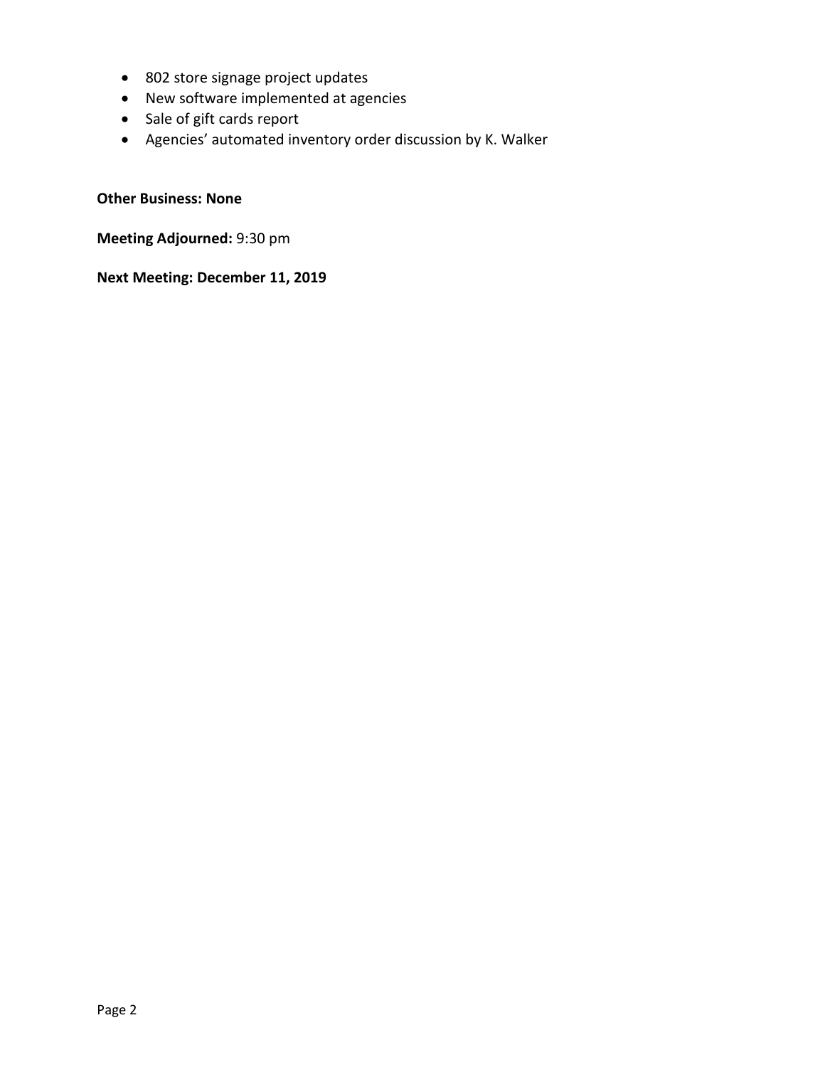- 802 store signage project updates
- New software implemented at agencies
- Sale of gift cards report
- Agencies' automated inventory order discussion by K. Walker

**Other Business: None**

**Meeting Adjourned:** 9:30 pm

**Next Meeting: December 11, 2019**